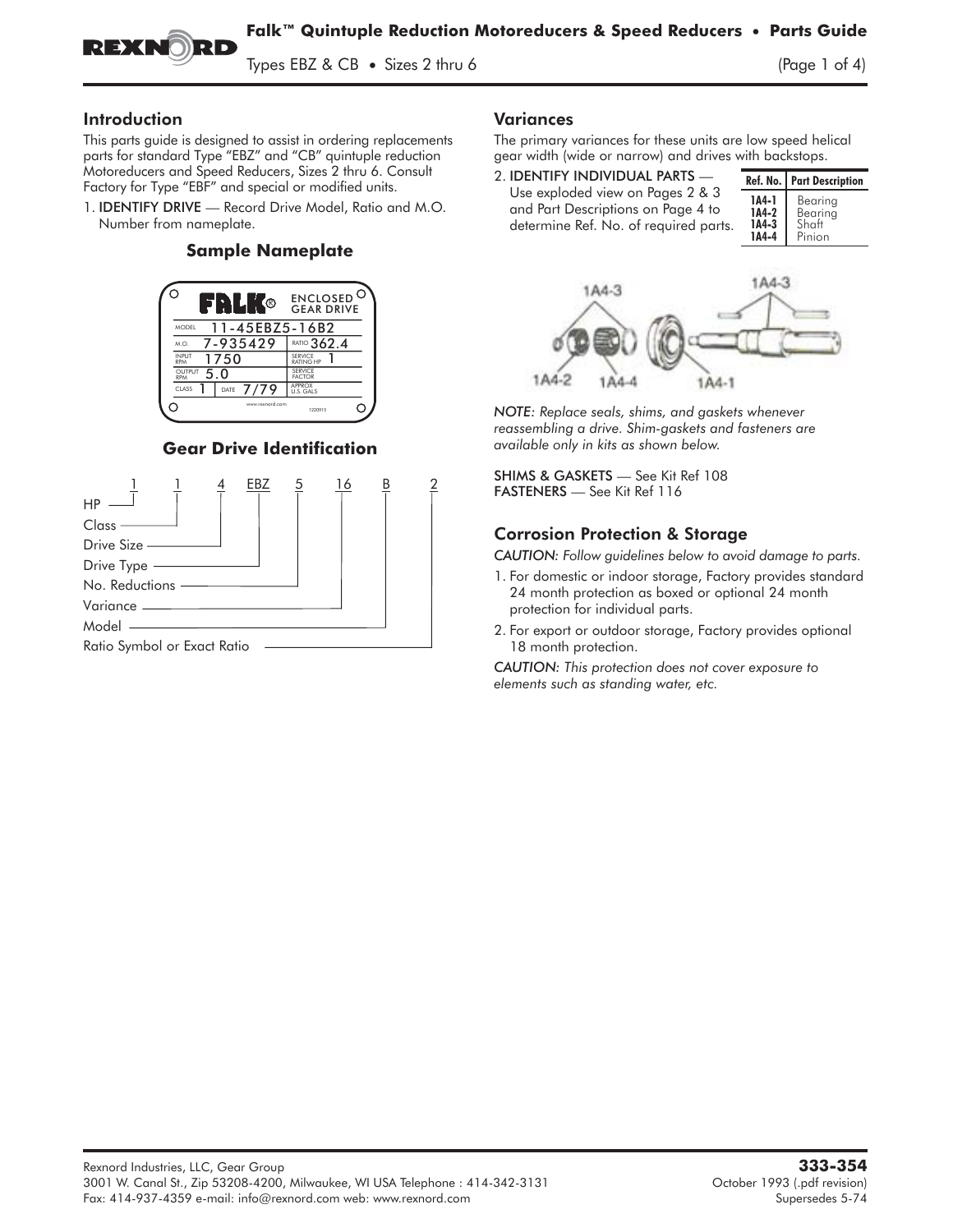# Falk™ Quintuple Reduction Motoreducers & Speed Reducers • Parts Guide

Types EBZ & CB • Sizes 2 thru 6

## Introduction

This parts guide is designed to assist in ordering replacements parts for standard Type "EBZ" and "CB" quintuple reduction Motoreducers and Speed Reducers, Sizes 2 thru 6. Consult Factory for Type "EBF" and special or modified units.

1. IDENTIFY DRIVE — Record Drive Model, Ratio and M.O. Number from nameplate.

### Sample Nameplate

| FALK® | ENCLOSED GEAR DRIVE |
|---|---|
| MODEL 11-45EBZ5-16B2 | |
| M.O. 7-935429 | RATIO 362.4 |
| INPUT RPM 1750 | SERVICE RATING HP 1 |
| OUTPUT RPM 5.0 | SERVICE FACTOR |
| CLASS 1 DATE 7/79 | APPROX U.S. GALS |

www.rexnord.com 1220915

### Gear Drive Identification

1 1 4 EBZ 5 16 B 2

- 1 — HP
- 1 — Class
- 4 — Drive Size
- EBZ — Drive Type
- 5 — No. Reductions
- 16 — Variance
- B — Model
- 2 — Ratio Symbol or Exact Ratio

## Variances

The primary variances for these units are low speed helical gear width (wide or narrow) and drives with backstops.

2. IDENTIFY INDIVIDUAL PARTS — Use exploded view on Pages 2 & 3 and Part Descriptions on Page 4 to determine Ref. No. of required parts.

| Ref. No. | Part Description |
|---|---|
| 1A4-1 | Bearing |
| 1A4-2 | Bearing |
| 1A4-3 | Shaft |
| 1A4-4 | Pinion |

*NOTE: Replace seals, shims, and gaskets whenever reassembling a drive. Shim-gaskets and fasteners are available only in kits as shown below.*

SHIMS & GASKETS — See Kit Ref 108
FASTENERS — See Kit Ref 116

## Corrosion Protection & Storage

*CAUTION: Follow guidelines below to avoid damage to parts.*

1. For domestic or indoor storage, Factory provides standard 24 month protection as boxed or optional 24 month protection for individual parts.
2. For export or outdoor storage, Factory provides optional 18 month protection.

*CAUTION: This protection does not cover exposure to elements such as standing water, etc.*

Rexnord Industries, LLC, Gear Group
3001 W. Canal St., Zip 53208-4200, Milwaukee, WI USA Telephone : 414-342-3131
Fax: 414-937-4359 e-mail: info@rexnord.com web: www.rexnord.com

**333-354**
October 1993 (.pdf revision)
Supersedes 5-74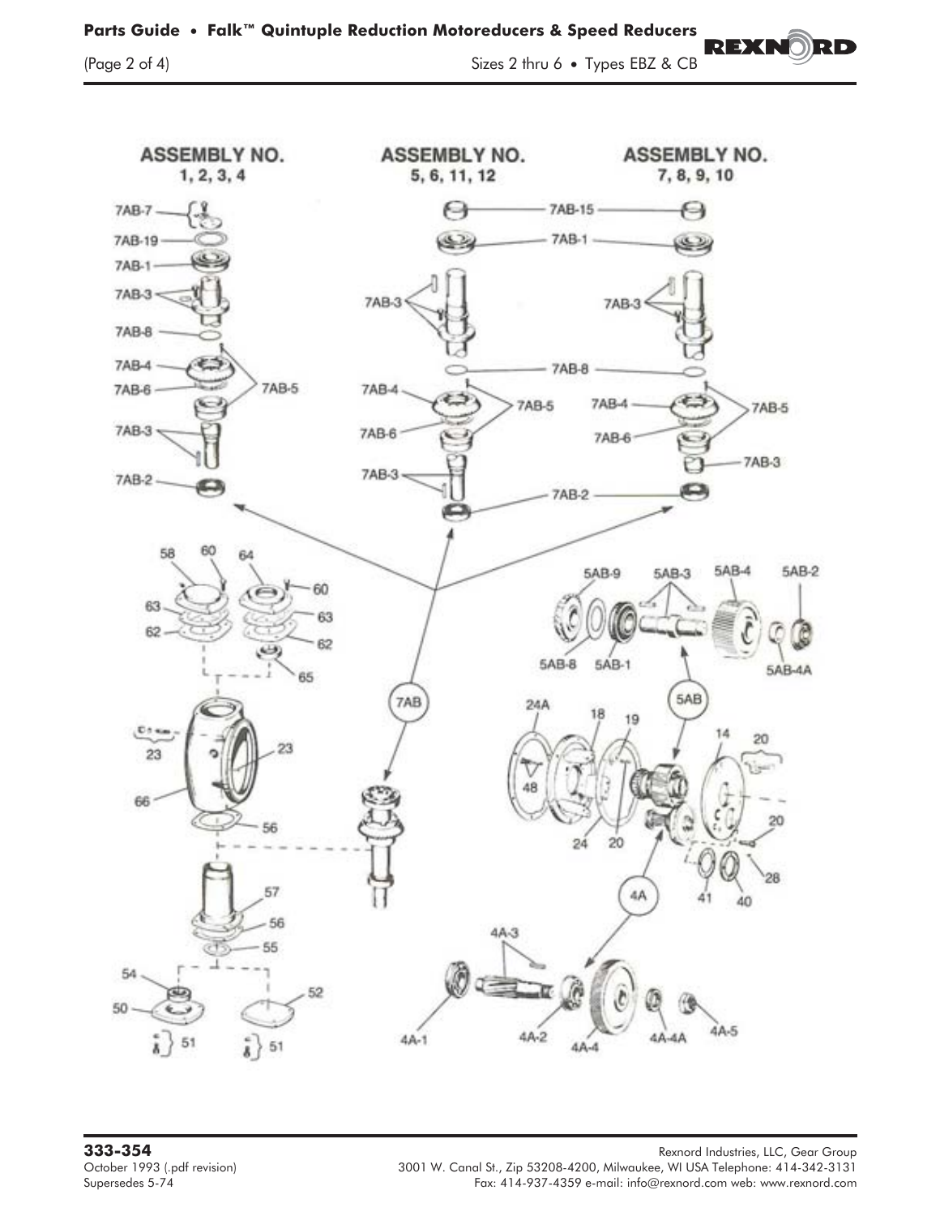**ASSEMBLY NO. 1, 2, 3, 4**

**ASSEMBLY NO. 5, 6, 11, 12**

**ASSEMBLY NO. 7, 8, 9, 10**

7AB-7
7AB-19
7AB-1
7AB-3
7AB-8
7AB-4
7AB-6
7AB-5
7AB-3
7AB-2

7AB-15
7AB-1
7AB-3
7AB-8
7AB-4
7AB-5
7AB-6
7AB-3
7AB-2

58 60 64 60 63 63 62 62 65

5AB-9 5AB-3 5AB-4 5AB-2
5AB-8 5AB-1 5AB-4A

7AB

5AB

24A 18 19 14 20
48 24 20 20 28 41 40

23 23 66 56

57 56 55

54 50 51 52 51

4A

4A-3

4A-1 4A-2 4A-4 4A-4A 4A-5

**333-354**
October 1993 (.pdf revision)
Supersedes 5-74

Rexnord Industries, LLC, Gear Group
3001 W. Canal St., Zip 53208-4200, Milwaukee, WI USA Telephone: 414-342-3131
Fax: 414-937-4359 e-mail: info@rexnord.com web: www.rexnord.com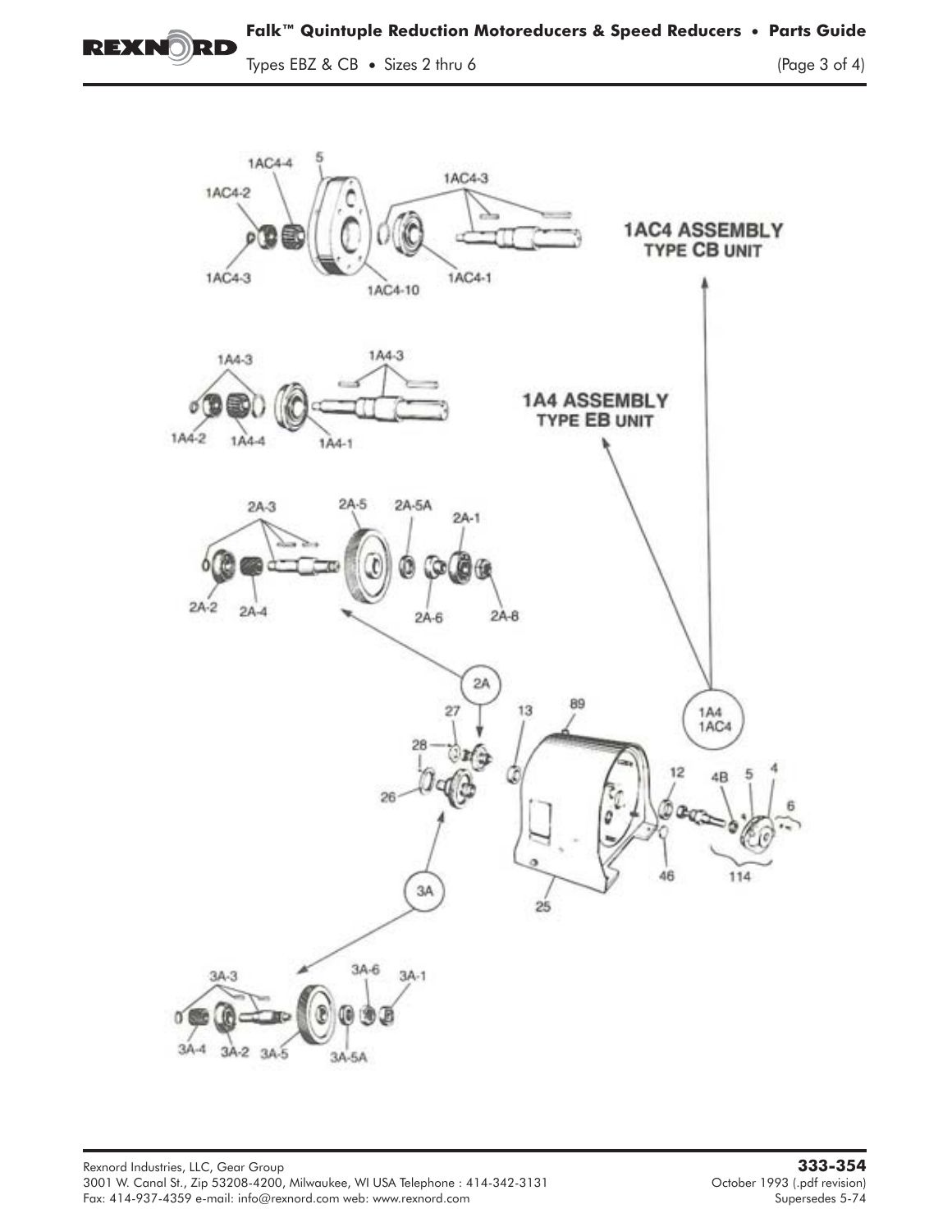1AC4-4

5

1AC4-2

1AC4-3

1AC4-3

1AC4-10

1AC4-1

**1AC4 ASSEMBLY**
**TYPE CB UNIT**

1A4-3

1A4-3

1A4-2

1A4-4

1A4-1

**1A4 ASSEMBLY**
**TYPE EB UNIT**

2A-3

2A-5

2A-5A

2A-1

2A-2

2A-4

2A-6

2A-8

2A

27

28

26

13

89

1A4
1AC4

12

4B

5

4

6

46

114

3A

25

3A-3

3A-6

3A-1

3A-4

3A-2

3A-5

3A-5A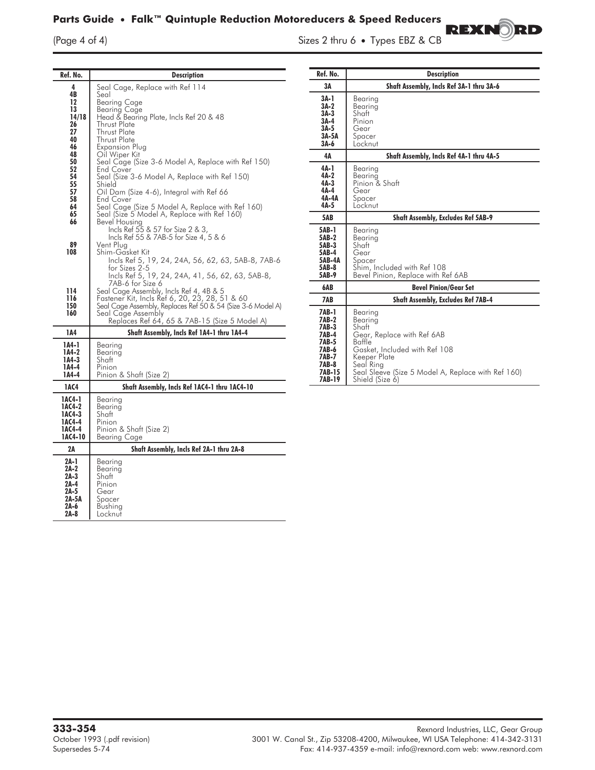| Ref. No. | Description |
|---|---|
| 4 | Seal Cage, Replace with Ref 114 |
| 4B | Seal |
| 12 | Bearing Cage |
| 13 | Bearing Cage |
| 14/18 | Head & Bearing Plate, Incls Ref 20 & 48 |
| 26 | Thrust Plate |
| 27 | Thrust Plate |
| 40 | Thrust Plate |
| 46 | Expansion Plug |
| 48 | Oil Wiper Kit |
| 50 | Seal Cage (Size 3-6 Model A, Replace with Ref 150) |
| 52 | End Cover |
| 54 | Seal (Size 3-6 Model A, Replace with Ref 150) |
| 55 | Shield |
| 57 | Oil Dam (Size 4-6), Integral with Ref 66 |
| 58 | End Cover |
| 64 | Seal Cage (Size 5 Model A, Replace with Ref 160) |
| 65 | Seal (Size 5 Model A, Replace with Ref 160) |
| 66 | Bevel Housing<br>Incls Ref 55 & 57 for Size 2 & 3,<br>Incls Ref 55 & 7AB-5 for Size 4, 5 & 6 |
| 89 | Vent Plug |
| 108 | Shim-Gasket Kit<br>Incls Ref 5, 19, 24, 24A, 56, 62, 63, 5AB-8, 7AB-6 for Sizes 2-5<br>Incls Ref 5, 19, 24, 24A, 41, 56, 62, 63, 5AB-8, 7AB-6 for Size 6 |
| 114 | Seal Cage Assembly, Incls Ref 4, 4B & 5 |
| 116 | Fastener Kit, Incls Ref 6, 20, 23, 28, 51 & 60 |
| 150 | Seal Cage Assembly, Replaces Ref 50 & 54 (Size 3-6 Model A) |
| 160 | Seal Cage Assembly<br>Replaces Ref 64, 65 & 7AB-15 (Size 5 Model A) |
| **1A4** | **Shaft Assembly, Incls Ref 1A4-1 thru 1A4-4** |
| 1A4-1 | Bearing |
| 1A4-2 | Bearing |
| 1A4-3 | Shaft |
| 1A4-4 | Pinion |
| 1A4-4 | Pinion & Shaft (Size 2) |
| **1AC4** | **Shaft Assembly, Incls Ref 1AC4-1 thru 1AC4-10** |
| 1AC4-1 | Bearing |
| 1AC4-2 | Bearing |
| 1AC4-3 | Shaft |
| 1AC4-4 | Pinion |
| 1AC4-4 | Pinion & Shaft (Size 2) |
| 1AC4-10 | Bearing Cage |
| **2A** | **Shaft Assembly, Incls Ref 2A-1 thru 2A-8** |
| 2A-1 | Bearing |
| 2A-2 | Bearing |
| 2A-3 | Shaft |
| 2A-4 | Pinion |
| 2A-5 | Gear |
| 2A-5A | Spacer |
| 2A-6 | Bushing |
| 2A-8 | Locknut |

| Ref. No. | Description |
|---|---|
| **3A** | **Shaft Assembly, Incls Ref 3A-1 thru 3A-6** |
| 3A-1 | Bearing |
| 3A-2 | Bearing |
| 3A-3 | Shaft |
| 3A-4 | Pinion |
| 3A-5 | Gear |
| 3A-5A | Spacer |
| 3A-6 | Locknut |
| **4A** | **Shaft Assembly, Incls Ref 4A-1 thru 4A-5** |
| 4A-1 | Bearing |
| 4A-2 | Bearing |
| 4A-3 | Pinion & Shaft |
| 4A-4 | Gear |
| 4A-4A | Spacer |
| 4A-5 | Locknut |
| **5AB** | **Shaft Assembly, Excludes Ref 5AB-9** |
| 5AB-1 | Bearing |
| 5AB-2 | Bearing |
| 5AB-3 | Shaft |
| 5AB-4 | Gear |
| 5AB-4A | Spacer |
| 5AB-8 | Shim, Included with Ref 108 |
| 5AB-9 | Bevel Pinion, Replace with Ref 6AB |
| **6AB** | **Bevel Pinion/Gear Set** |
| **7AB** | **Shaft Assembly, Excludes Ref 7AB-4** |
| 7AB-1 | Bearing |
| 7AB-2 | Bearing |
| 7AB-3 | Shaft |
| 7AB-4 | Gear, Replace with Ref 6AB |
| 7AB-5 | Baffle |
| 7AB-6 | Gasket, Included with Ref 108 |
| 7AB-7 | Keeper Plate |
| 7AB-8 | Seal Ring |
| 7AB-15 | Seal Sleeve (Size 5 Model A, Replace with Ref 160) |
| 7AB-19 | Shield (Size 6) |

**333-354**
October 1993 (.pdf revision)
Supersedes 5-74

Rexnord Industries, LLC, Gear Group
3001 W. Canal St., Zip 53208-4200, Milwaukee, WI USA Telephone: 414-342-3131
Fax: 414-937-4359 e-mail: info@rexnord.com web: www.rexnord.com